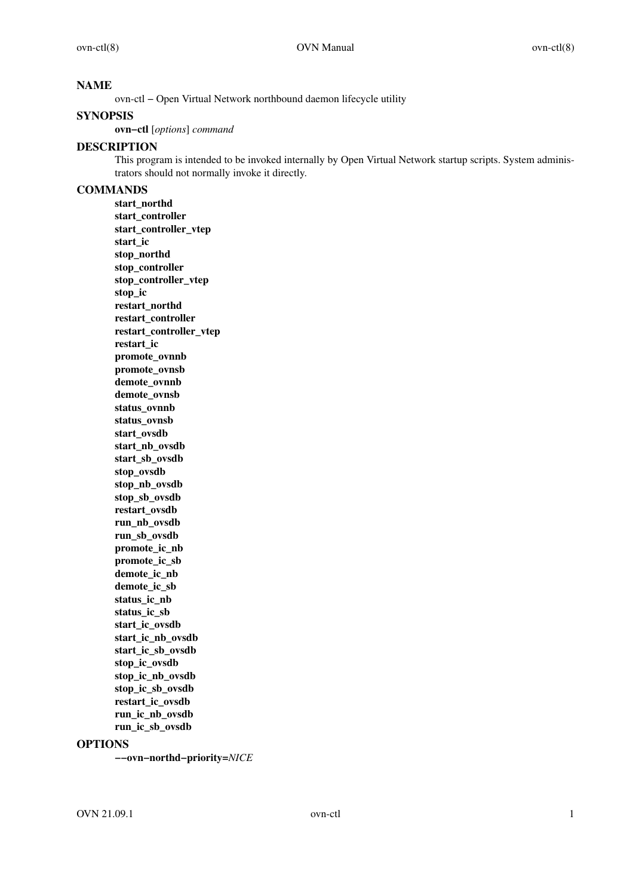## NAME

ovn-ctl − Open Virtual Network northbound daemon lifecycle utility

## SYNOPSIS

**ovn−ctl** [*options*] *command*

## DESCRIPTION

This program is intended to be invoked internally by Open Virtual Network startup scripts. System administrators should not normally invoke it directly.

## COMMANDS

**start_northd**
**start_controller**
**start_controller_vtep**
**start_ic**
**stop_northd**
**stop_controller**
**stop_controller_vtep**
**stop_ic**
**restart_northd**
**restart_controller**
**restart_controller_vtep**
**restart_ic**
**promote_ovnnb**
**promote_ovnsb**
**demote_ovnnb**
**demote_ovnsb**
**status_ovnnb**
**status_ovnsb**
**start_ovsdb**
**start_nb_ovsdb**
**start_sb_ovsdb**
**stop_ovsdb**
**stop_nb_ovsdb**
**stop_sb_ovsdb**
**restart_ovsdb**
**run_nb_ovsdb**
**run_sb_ovsdb**
**promote_ic_nb**
**promote_ic_sb**
**demote_ic_nb**
**demote_ic_sb**
**status_ic_nb**
**status_ic_sb**
**start_ic_ovsdb**
**start_ic_nb_ovsdb**
**start_ic_sb_ovsdb**
**stop_ic_ovsdb**
**stop_ic_nb_ovsdb**
**stop_ic_sb_ovsdb**
**restart_ic_ovsdb**
**run_ic_nb_ovsdb**
**run_ic_sb_ovsdb**

## OPTIONS

**−−ovn−northd−priority=***NICE*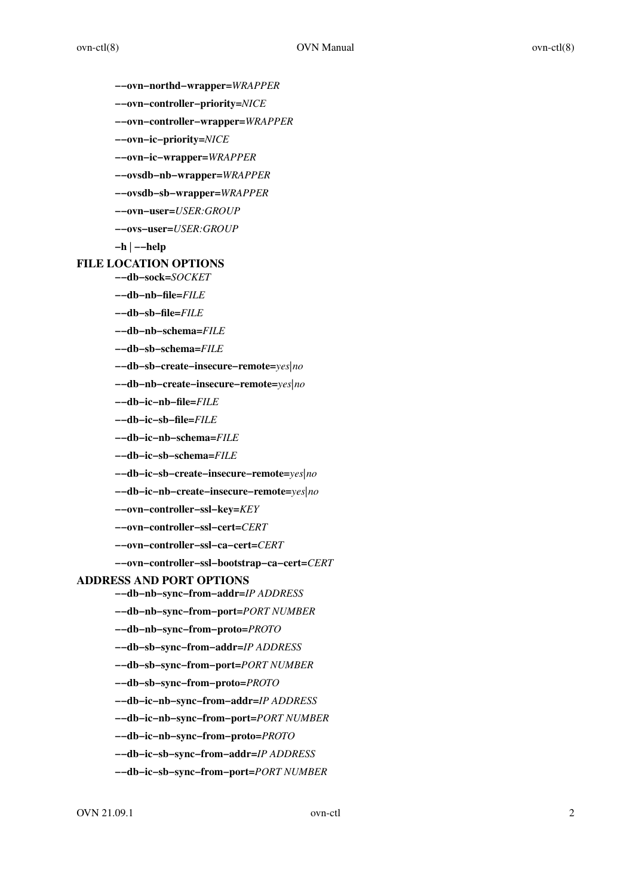**--ovn-northd-wrapper=***WRAPPER*

**--ovn-controller-priority=***NICE*

**--ovn-controller-wrapper=***WRAPPER*

**--ovn-ic-priority=***NICE*

**--ovn-ic-wrapper=***WRAPPER*

**--ovsdb-nb-wrapper=***WRAPPER*

**--ovsdb-sb-wrapper=***WRAPPER*

**--ovn-user=***USER:GROUP*

**--ovs-user=***USER:GROUP*

**-h | --help**

## FILE LOCATION OPTIONS

**--db-sock=***SOCKET*

**--db-nb-file=***FILE*

**--db-sb-file=***FILE*

**--db-nb-schema=***FILE*

**--db-sb-schema=***FILE*

**--db-sb-create-insecure-remote=***yes|no*

**--db-nb-create-insecure-remote=***yes|no*

**--db-ic-nb-file=***FILE*

**--db-ic-sb-file=***FILE*

**--db-ic-nb-schema=***FILE*

**--db-ic-sb-schema=***FILE*

**--db-ic-sb-create-insecure-remote=***yes|no*

**--db-ic-nb-create-insecure-remote=***yes|no*

**--ovn-controller-ssl-key=***KEY*

**--ovn-controller-ssl-cert=***CERT*

**--ovn-controller-ssl-ca-cert=***CERT*

**--ovn-controller-ssl-bootstrap-ca-cert=***CERT*

## ADDRESS AND PORT OPTIONS

**--db-nb-sync-from-addr=***IP ADDRESS*

**--db-nb-sync-from-port=***PORT NUMBER*

**--db-nb-sync-from-proto=***PROTO*

**--db-sb-sync-from-addr=***IP ADDRESS*

**--db-sb-sync-from-port=***PORT NUMBER*

**--db-sb-sync-from-proto=***PROTO*

**--db-ic-nb-sync-from-addr=***IP ADDRESS*

**--db-ic-nb-sync-from-port=***PORT NUMBER*

**--db-ic-nb-sync-from-proto=***PROTO*

**--db-ic-sb-sync-from-addr=***IP ADDRESS*

**--db-ic-sb-sync-from-port=***PORT NUMBER*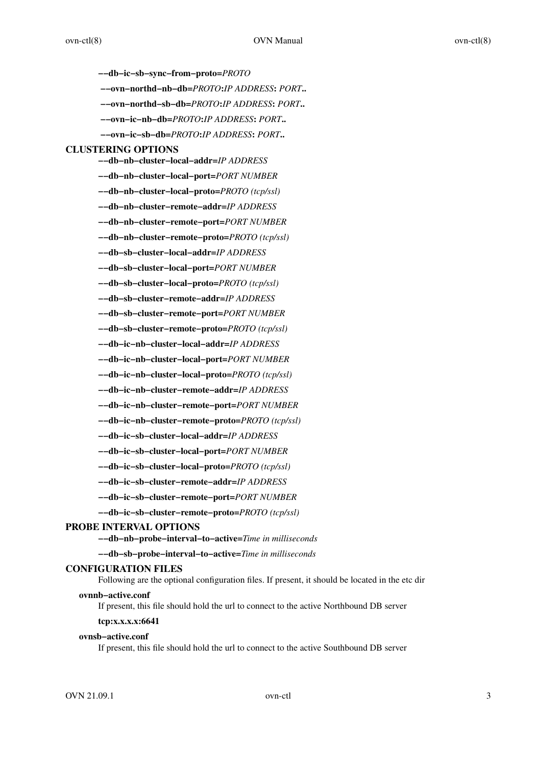**--db-ic-sb-sync-from-proto=***PROTO*

**--ovn-northd-nb-db=***PROTO***:***IP ADDRESS***:** *PORT***..**

**--ovn-northd-sb-db=***PROTO***:***IP ADDRESS***:** *PORT***..**

**--ovn-ic-nb-db=***PROTO***:***IP ADDRESS***:** *PORT***..**

**--ovn-ic-sb-db=***PROTO***:***IP ADDRESS***:** *PORT***..**

## CLUSTERING OPTIONS

**--db-nb-cluster-local-addr=***IP ADDRESS*

**--db-nb-cluster-local-port=***PORT NUMBER*

**--db-nb-cluster-local-proto=***PROTO (tcp/ssl)*

**--db-nb-cluster-remote-addr=***IP ADDRESS*

**--db-nb-cluster-remote-port=***PORT NUMBER*

**--db-nb-cluster-remote-proto=***PROTO (tcp/ssl)*

**--db-sb-cluster-local-addr=***IP ADDRESS*

**--db-sb-cluster-local-port=***PORT NUMBER*

**--db-sb-cluster-local-proto=***PROTO (tcp/ssl)*

**--db-sb-cluster-remote-addr=***IP ADDRESS*

**--db-sb-cluster-remote-port=***PORT NUMBER*

**--db-sb-cluster-remote-proto=***PROTO (tcp/ssl)*

**--db-ic-nb-cluster-local-addr=***IP ADDRESS*

**--db-ic-nb-cluster-local-port=***PORT NUMBER*

**--db-ic-nb-cluster-local-proto=***PROTO (tcp/ssl)*

**--db-ic-nb-cluster-remote-addr=***IP ADDRESS*

**--db-ic-nb-cluster-remote-port=***PORT NUMBER*

**--db-ic-nb-cluster-remote-proto=***PROTO (tcp/ssl)*

**--db-ic-sb-cluster-local-addr=***IP ADDRESS*

**--db-ic-sb-cluster-local-port=***PORT NUMBER*

**--db-ic-sb-cluster-local-proto=***PROTO (tcp/ssl)*

**--db-ic-sb-cluster-remote-addr=***IP ADDRESS*

**--db-ic-sb-cluster-remote-port=***PORT NUMBER*

**--db-ic-sb-cluster-remote-proto=***PROTO (tcp/ssl)*

## PROBE INTERVAL OPTIONS

**--db-nb-probe-interval-to-active=***Time in milliseconds*

**--db-sb-probe-interval-to-active=***Time in milliseconds*

## CONFIGURATION FILES

Following are the optional configuration files. If present, it should be located in the etc dir

### ovnnb-active.conf

If present, this file should hold the url to connect to the active Northbound DB server

**tcp:x.x.x.x:6641**

### ovnsb-active.conf

If present, this file should hold the url to connect to the active Southbound DB server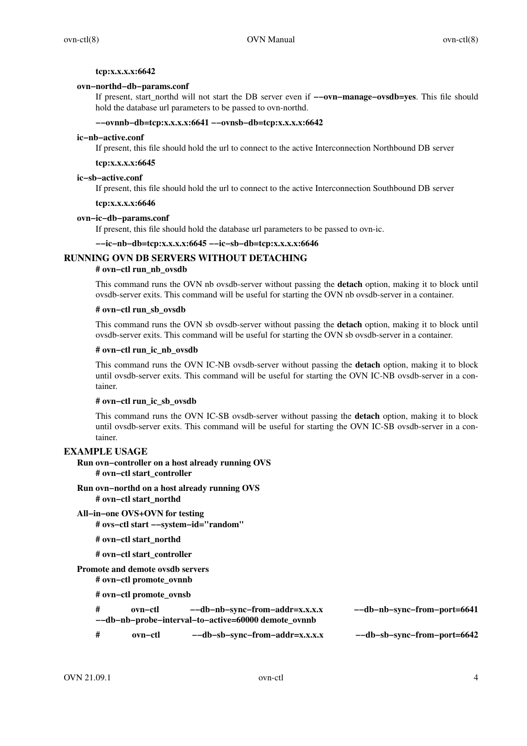**tcp:x.x.x.x:6642**

**ovn−northd−db−params.conf**

If present, start_northd will not start the DB server even if **−−ovn−manage−ovsdb=yes**. This file should hold the database url parameters to be passed to ovn-northd.

**−−ovnnb−db=tcp:x.x.x.x:6641 −−ovnsb−db=tcp:x.x.x.x:6642**

**ic−nb−active.conf**

If present, this file should hold the url to connect to the active Interconnection Northbound DB server

**tcp:x.x.x.x:6645**

**ic−sb−active.conf**

If present, this file should hold the url to connect to the active Interconnection Southbound DB server

**tcp:x.x.x.x:6646**

**ovn−ic−db−params.conf**

If present, this file should hold the database url parameters to be passed to ovn-ic.

**−−ic−nb−db=tcp:x.x.x.x:6645 −−ic−sb−db=tcp:x.x.x.x:6646**

## RUNNING OVN DB SERVERS WITHOUT DETACHING

**# ovn−ctl run_nb_ovsdb**

This command runs the OVN nb ovsdb-server without passing the **detach** option, making it to block until ovsdb-server exits. This command will be useful for starting the OVN nb ovsdb-server in a container.

**# ovn−ctl run_sb_ovsdb**

This command runs the OVN sb ovsdb-server without passing the **detach** option, making it to block until ovsdb-server exits. This command will be useful for starting the OVN sb ovsdb-server in a container.

**# ovn−ctl run_ic_nb_ovsdb**

This command runs the OVN IC-NB ovsdb-server without passing the **detach** option, making it to block until ovsdb-server exits. This command will be useful for starting the OVN IC-NB ovsdb-server in a container.

**# ovn−ctl run_ic_sb_ovsdb**

This command runs the OVN IC-SB ovsdb-server without passing the **detach** option, making it to block until ovsdb-server exits. This command will be useful for starting the OVN IC-SB ovsdb-server in a container.

## EXAMPLE USAGE

**Run ovn−controller on a host already running OVS**

**# ovn−ctl start_controller**

**Run ovn−northd on a host already running OVS**

**# ovn−ctl start_northd**

**All−in−one OVS+OVN for testing**

**# ovs−ctl start −−system−id="random"**

**# ovn−ctl start_northd**

**# ovn−ctl start_controller**

**Promote and demote ovsdb servers**

**# ovn−ctl promote_ovnnb**

**# ovn−ctl promote_ovnsb**

**# ovn−ctl −−db−nb−sync−from−addr=x.x.x.x −−db−nb−sync−from−port=6641 −−db−nb−probe−interval−to−active=60000 demote_ovnnb**

**# ovn−ctl −−db−sb−sync−from−addr=x.x.x.x −−db−sb−sync−from−port=6642**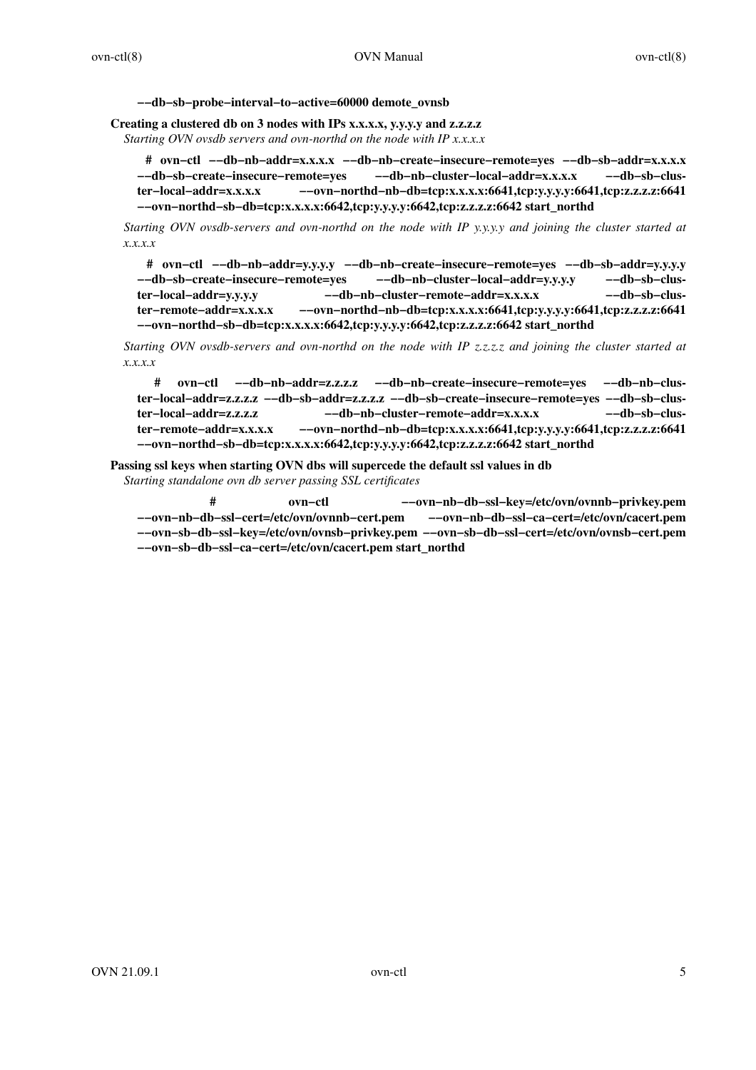**−−db−sb−probe−interval−to−active=60000 demote_ovnsb**

**Creating a clustered db on 3 nodes with IPs x.x.x.x, y.y.y.y and z.z.z.z**

*Starting OVN ovsdb servers and ovn-northd on the node with IP x.x.x.x*

**# ovn−ctl −−db−nb−addr=x.x.x.x −−db−nb−create−insecure−remote=yes −−db−sb−addr=x.x.x.x −−db−sb−create−insecure−remote=yes −−db−nb−cluster−local−addr=x.x.x.x −−db−sb−cluster−local−addr=x.x.x.x −−ovn−northd−nb−db=tcp:x.x.x.x:6641,tcp:y.y.y.y:6641,tcp:z.z.z.z:6641 −−ovn−northd−sb−db=tcp:x.x.x.x:6642,tcp:y.y.y.y:6642,tcp:z.z.z.z:6642 start_northd**

*Starting OVN ovsdb-servers and ovn-northd on the node with IP y.y.y.y and joining the cluster started at x.x.x.x*

**# ovn−ctl −−db−nb−addr=y.y.y.y −−db−nb−create−insecure−remote=yes −−db−sb−addr=y.y.y.y −−db−sb−create−insecure−remote=yes −−db−nb−cluster−local−addr=y.y.y.y −−db−sb−cluster−local−addr=y.y.y.y −−db−nb−cluster−remote−addr=x.x.x.x −−db−sb−cluster−remote−addr=x.x.x.x −−ovn−northd−nb−db=tcp:x.x.x.x:6641,tcp:y.y.y.y:6641,tcp:z.z.z.z:6641 −−ovn−northd−sb−db=tcp:x.x.x.x:6642,tcp:y.y.y.y:6642,tcp:z.z.z.z:6642 start_northd**

*Starting OVN ovsdb-servers and ovn-northd on the node with IP z.z.z.z and joining the cluster started at x.x.x.x*

**# ovn−ctl −−db−nb−addr=z.z.z.z −−db−nb−create−insecure−remote=yes −−db−nb−cluster−local−addr=z.z.z.z −−db−sb−addr=z.z.z.z −−db−sb−create−insecure−remote=yes −−db−sb−cluster−local−addr=z.z.z.z −−db−nb−cluster−remote−addr=x.x.x.x −−db−sb−cluster−remote−addr=x.x.x.x −−ovn−northd−nb−db=tcp:x.x.x.x:6641,tcp:y.y.y.y:6641,tcp:z.z.z.z:6641 −−ovn−northd−sb−db=tcp:x.x.x.x:6642,tcp:y.y.y.y:6642,tcp:z.z.z.z:6642 start_northd**

**Passing ssl keys when starting OVN dbs will supercede the default ssl values in db**

*Starting standalone ovn db server passing SSL certificates*

**# ovn−ctl −−ovn−nb−db−ssl−key=/etc/ovn/ovnnb−privkey.pem −−ovn−nb−db−ssl−cert=/etc/ovn/ovnnb−cert.pem −−ovn−nb−db−ssl−ca−cert=/etc/ovn/cacert.pem −−ovn−sb−db−ssl−key=/etc/ovn/ovnsb−privkey.pem −−ovn−sb−db−ssl−cert=/etc/ovn/ovnsb−cert.pem −−ovn−sb−db−ssl−ca−cert=/etc/ovn/cacert.pem start_northd**